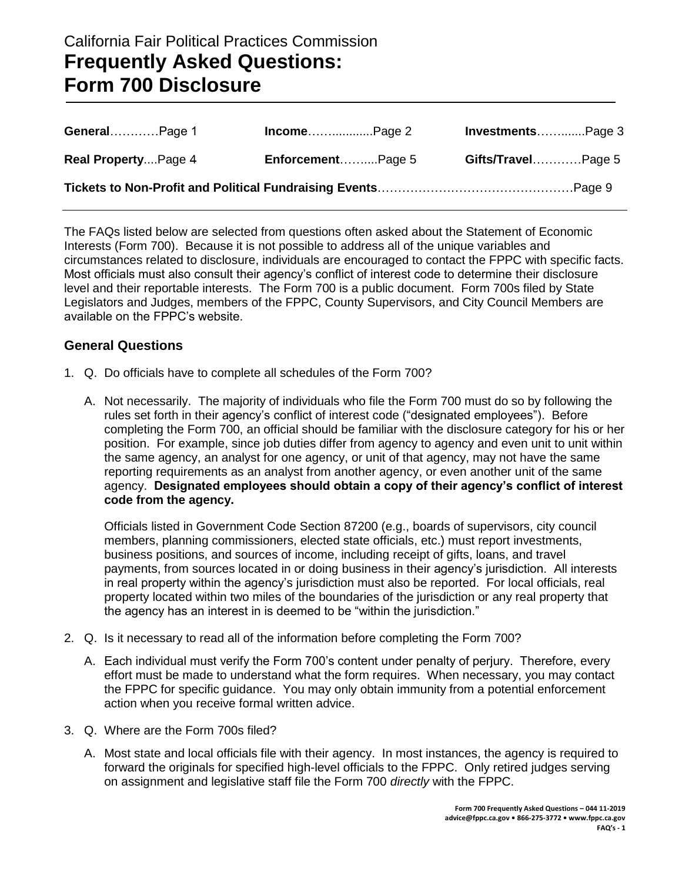California Fair Political Practices Commission

# Frequently Asked Questions: Form 700 Disclosure

| | | |
|---|---|---|
| **General**…………Page 1 | **Income**…….............Page 2 | **Investments**……........Page 3 |
| **Real Property**....Page 4 | **Enforcement**……....Page 5 | **Gifts/Travel**…………Page 5 |
| **Tickets to Non-Profit and Political Fundraising Events**……………………………………….Page 9 | | |

The FAQs listed below are selected from questions often asked about the Statement of Economic Interests (Form 700). Because it is not possible to address all of the unique variables and circumstances related to disclosure, individuals are encouraged to contact the FPPC with specific facts. Most officials must also consult their agency's conflict of interest code to determine their disclosure level and their reportable interests. The Form 700 is a public document. Form 700s filed by State Legislators and Judges, members of the FPPC, County Supervisors, and City Council Members are available on the FPPC's website.

## General Questions

1. Q. Do officials have to complete all schedules of the Form 700?

   A. Not necessarily. The majority of individuals who file the Form 700 must do so by following the rules set forth in their agency's conflict of interest code ("designated employees"). Before completing the Form 700, an official should be familiar with the disclosure category for his or her position. For example, since job duties differ from agency to agency and even unit to unit within the same agency, an analyst for one agency, or unit of that agency, may not have the same reporting requirements as an analyst from another agency, or even another unit of the same agency. **Designated employees should obtain a copy of their agency's conflict of interest code from the agency.**

   Officials listed in Government Code Section 87200 (e.g., boards of supervisors, city council members, planning commissioners, elected state officials, etc.) must report investments, business positions, and sources of income, including receipt of gifts, loans, and travel payments, from sources located in or doing business in their agency's jurisdiction. All interests in real property within the agency's jurisdiction must also be reported. For local officials, real property located within two miles of the boundaries of the jurisdiction or any real property that the agency has an interest in is deemed to be "within the jurisdiction."

2. Q. Is it necessary to read all of the information before completing the Form 700?

   A. Each individual must verify the Form 700's content under penalty of perjury. Therefore, every effort must be made to understand what the form requires. When necessary, you may contact the FPPC for specific guidance. You may only obtain immunity from a potential enforcement action when you receive formal written advice.

3. Q. Where are the Form 700s filed?

   A. Most state and local officials file with their agency. In most instances, the agency is required to forward the originals for specified high-level officials to the FPPC. Only retired judges serving on assignment and legislative staff file the Form 700 *directly* with the FPPC.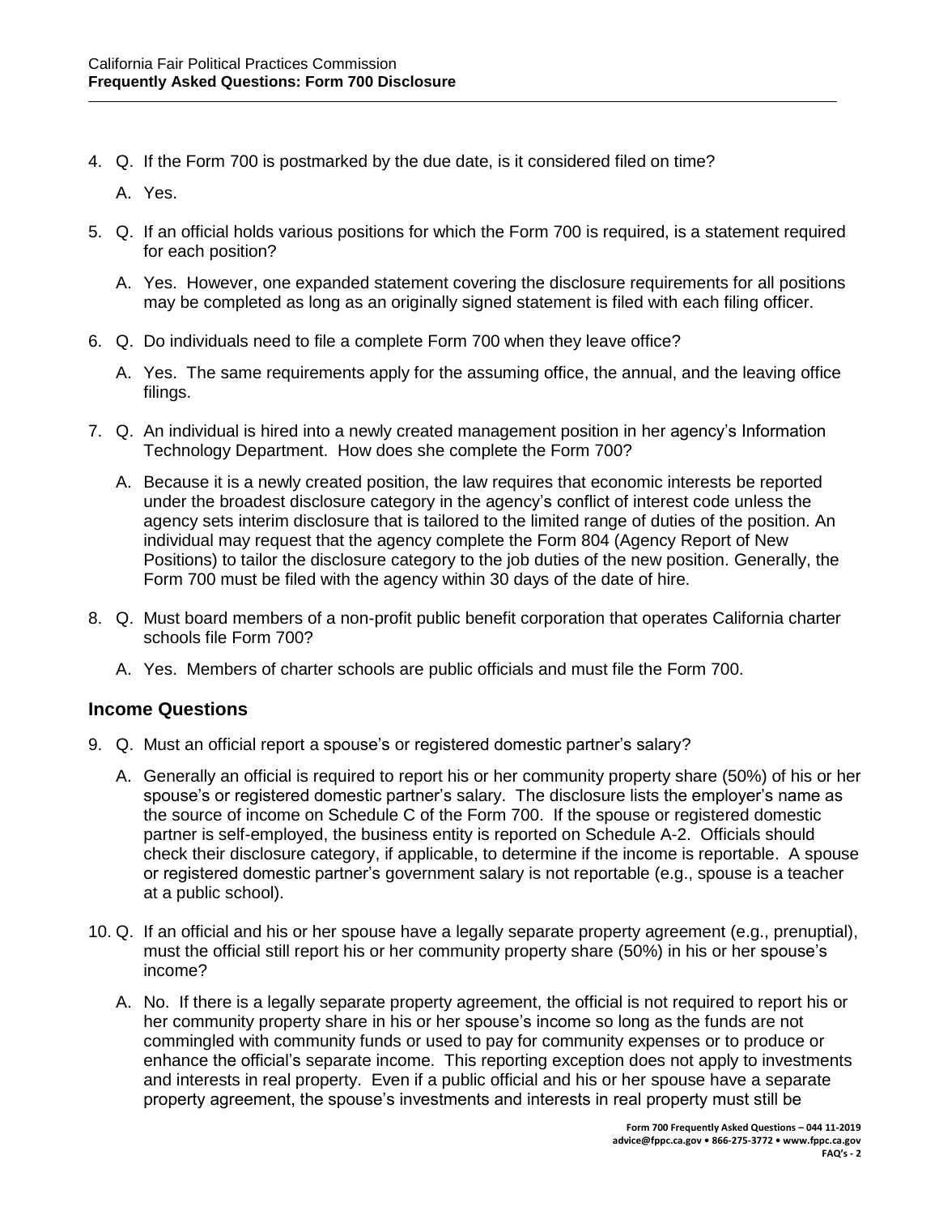4. Q. If the Form 700 is postmarked by the due date, is it considered filed on time?

   A. Yes.

5. Q. If an official holds various positions for which the Form 700 is required, is a statement required for each position?

   A. Yes. However, one expanded statement covering the disclosure requirements for all positions may be completed as long as an originally signed statement is filed with each filing officer.

6. Q. Do individuals need to file a complete Form 700 when they leave office?

   A. Yes. The same requirements apply for the assuming office, the annual, and the leaving office filings.

7. Q. An individual is hired into a newly created management position in her agency's Information Technology Department. How does she complete the Form 700?

   A. Because it is a newly created position, the law requires that economic interests be reported under the broadest disclosure category in the agency's conflict of interest code unless the agency sets interim disclosure that is tailored to the limited range of duties of the position. An individual may request that the agency complete the Form 804 (Agency Report of New Positions) to tailor the disclosure category to the job duties of the new position. Generally, the Form 700 must be filed with the agency within 30 days of the date of hire.

8. Q. Must board members of a non-profit public benefit corporation that operates California charter schools file Form 700?

   A. Yes. Members of charter schools are public officials and must file the Form 700.

## Income Questions

9. Q. Must an official report a spouse's or registered domestic partner's salary?

   A. Generally an official is required to report his or her community property share (50%) of his or her spouse's or registered domestic partner's salary. The disclosure lists the employer's name as the source of income on Schedule C of the Form 700. If the spouse or registered domestic partner is self-employed, the business entity is reported on Schedule A-2. Officials should check their disclosure category, if applicable, to determine if the income is reportable. A spouse or registered domestic partner's government salary is not reportable (e.g., spouse is a teacher at a public school).

10. Q. If an official and his or her spouse have a legally separate property agreement (e.g., prenuptial), must the official still report his or her community property share (50%) in his or her spouse's income?

    A. No. If there is a legally separate property agreement, the official is not required to report his or her community property share in his or her spouse's income so long as the funds are not commingled with community funds or used to pay for community expenses or to produce or enhance the official's separate income. This reporting exception does not apply to investments and interests in real property. Even if a public official and his or her spouse have a separate property agreement, the spouse's investments and interests in real property must still be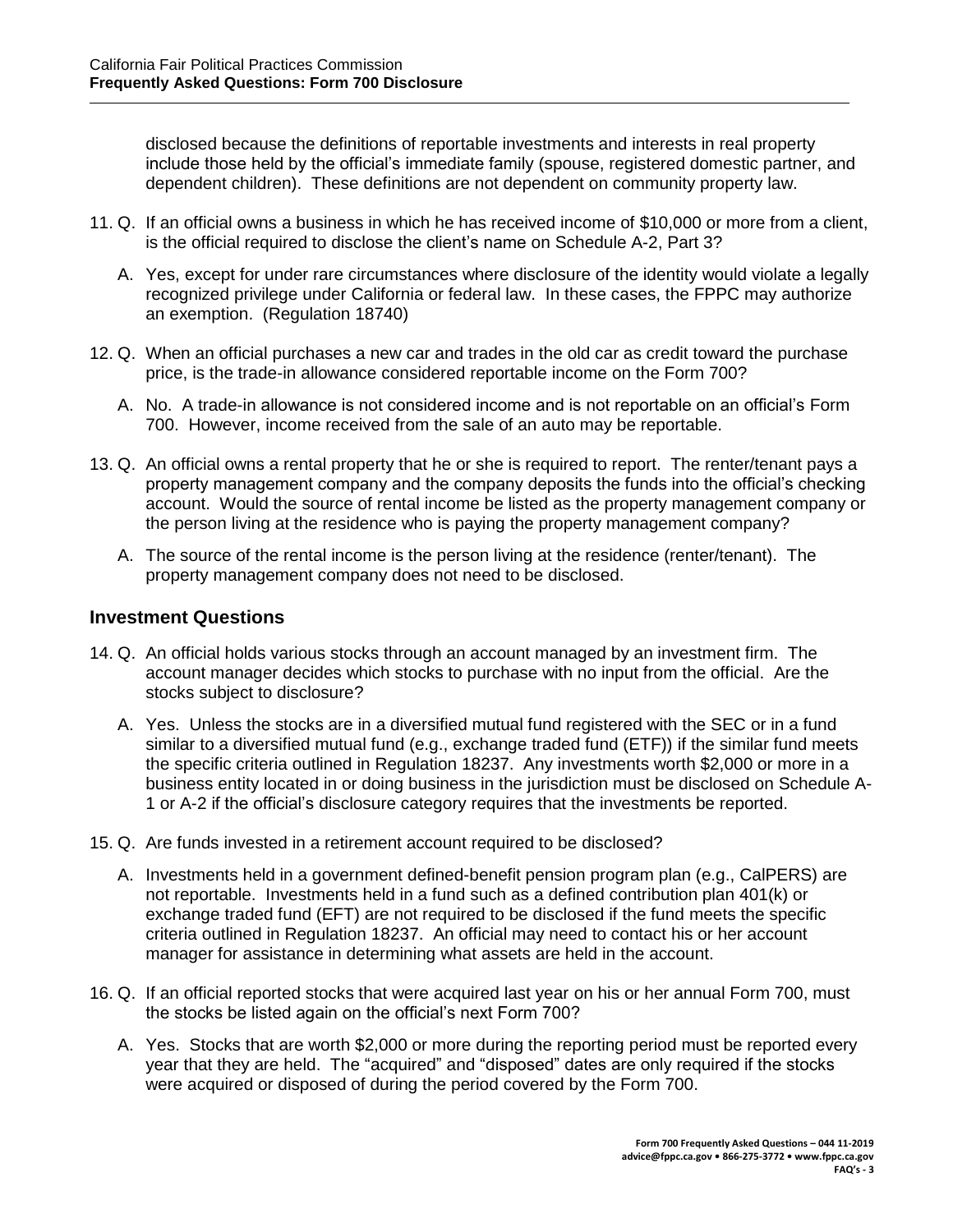disclosed because the definitions of reportable investments and interests in real property include those held by the official's immediate family (spouse, registered domestic partner, and dependent children). These definitions are not dependent on community property law.

11. Q. If an official owns a business in which he has received income of $10,000 or more from a client, is the official required to disclose the client's name on Schedule A-2, Part 3?

    A. Yes, except for under rare circumstances where disclosure of the identity would violate a legally recognized privilege under California or federal law. In these cases, the FPPC may authorize an exemption. (Regulation 18740)

12. Q. When an official purchases a new car and trades in the old car as credit toward the purchase price, is the trade-in allowance considered reportable income on the Form 700?

    A. No. A trade-in allowance is not considered income and is not reportable on an official's Form 700. However, income received from the sale of an auto may be reportable.

13. Q. An official owns a rental property that he or she is required to report. The renter/tenant pays a property management company and the company deposits the funds into the official's checking account. Would the source of rental income be listed as the property management company or the person living at the residence who is paying the property management company?

    A. The source of the rental income is the person living at the residence (renter/tenant). The property management company does not need to be disclosed.

## Investment Questions

14. Q. An official holds various stocks through an account managed by an investment firm. The account manager decides which stocks to purchase with no input from the official. Are the stocks subject to disclosure?

    A. Yes. Unless the stocks are in a diversified mutual fund registered with the SEC or in a fund similar to a diversified mutual fund (e.g., exchange traded fund (ETF)) if the similar fund meets the specific criteria outlined in Regulation 18237. Any investments worth $2,000 or more in a business entity located in or doing business in the jurisdiction must be disclosed on Schedule A-1 or A-2 if the official's disclosure category requires that the investments be reported.

15. Q. Are funds invested in a retirement account required to be disclosed?

    A. Investments held in a government defined-benefit pension program plan (e.g., CalPERS) are not reportable. Investments held in a fund such as a defined contribution plan 401(k) or exchange traded fund (EFT) are not required to be disclosed if the fund meets the specific criteria outlined in Regulation 18237. An official may need to contact his or her account manager for assistance in determining what assets are held in the account.

16. Q. If an official reported stocks that were acquired last year on his or her annual Form 700, must the stocks be listed again on the official's next Form 700?

    A. Yes. Stocks that are worth $2,000 or more during the reporting period must be reported every year that they are held. The "acquired" and "disposed" dates are only required if the stocks were acquired or disposed of during the period covered by the Form 700.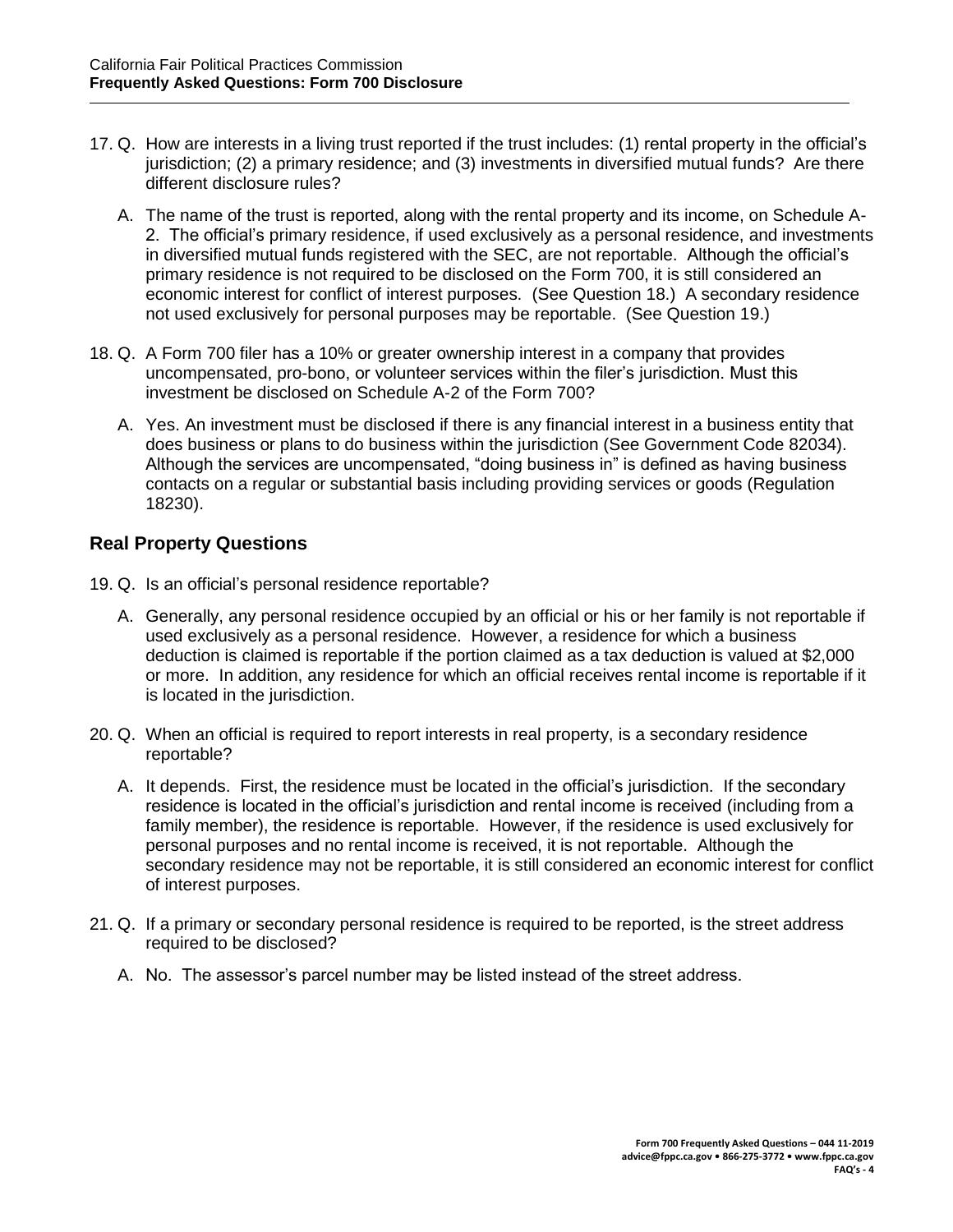17. Q. How are interests in a living trust reported if the trust includes: (1) rental property in the official's jurisdiction; (2) a primary residence; and (3) investments in diversified mutual funds? Are there different disclosure rules?

    A. The name of the trust is reported, along with the rental property and its income, on Schedule A-2. The official's primary residence, if used exclusively as a personal residence, and investments in diversified mutual funds registered with the SEC, are not reportable. Although the official's primary residence is not required to be disclosed on the Form 700, it is still considered an economic interest for conflict of interest purposes. (See Question 18.) A secondary residence not used exclusively for personal purposes may be reportable. (See Question 19.)

18. Q. A Form 700 filer has a 10% or greater ownership interest in a company that provides uncompensated, pro-bono, or volunteer services within the filer's jurisdiction. Must this investment be disclosed on Schedule A-2 of the Form 700?

    A. Yes. An investment must be disclosed if there is any financial interest in a business entity that does business or plans to do business within the jurisdiction (See Government Code 82034). Although the services are uncompensated, "doing business in" is defined as having business contacts on a regular or substantial basis including providing services or goods (Regulation 18230).

## Real Property Questions

19. Q. Is an official's personal residence reportable?

    A. Generally, any personal residence occupied by an official or his or her family is not reportable if used exclusively as a personal residence. However, a residence for which a business deduction is claimed is reportable if the portion claimed as a tax deduction is valued at $2,000 or more. In addition, any residence for which an official receives rental income is reportable if it is located in the jurisdiction.

20. Q. When an official is required to report interests in real property, is a secondary residence reportable?

    A. It depends. First, the residence must be located in the official's jurisdiction. If the secondary residence is located in the official's jurisdiction and rental income is received (including from a family member), the residence is reportable. However, if the residence is used exclusively for personal purposes and no rental income is received, it is not reportable. Although the secondary residence may not be reportable, it is still considered an economic interest for conflict of interest purposes.

21. Q. If a primary or secondary personal residence is required to be reported, is the street address required to be disclosed?

    A. No. The assessor's parcel number may be listed instead of the street address.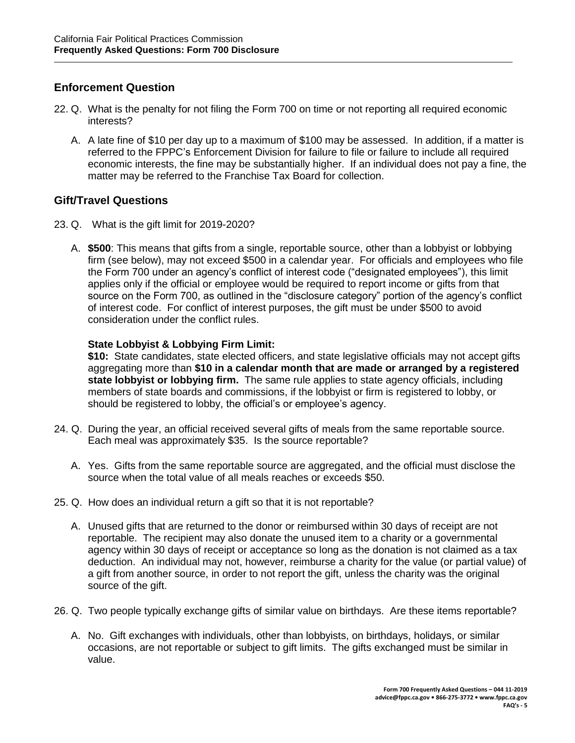## Enforcement Question

22. Q. What is the penalty for not filing the Form 700 on time or not reporting all required economic interests?

    A. A late fine of $10 per day up to a maximum of $100 may be assessed. In addition, if a matter is referred to the FPPC's Enforcement Division for failure to file or failure to include all required economic interests, the fine may be substantially higher. If an individual does not pay a fine, the matter may be referred to the Franchise Tax Board for collection.

## Gift/Travel Questions

23. Q. What is the gift limit for 2019-2020?

    A. **$500**: This means that gifts from a single, reportable source, other than a lobbyist or lobbying firm (see below), may not exceed $500 in a calendar year. For officials and employees who file the Form 700 under an agency's conflict of interest code ("designated employees"), this limit applies only if the official or employee would be required to report income or gifts from that source on the Form 700, as outlined in the "disclosure category" portion of the agency's conflict of interest code. For conflict of interest purposes, the gift must be under $500 to avoid consideration under the conflict rules.

    **State Lobbyist & Lobbying Firm Limit:**

    **$10:** State candidates, state elected officers, and state legislative officials may not accept gifts aggregating more than **$10 in a calendar month that are made or arranged by a registered state lobbyist or lobbying firm.** The same rule applies to state agency officials, including members of state boards and commissions, if the lobbyist or firm is registered to lobby, or should be registered to lobby, the official's or employee's agency.

24. Q. During the year, an official received several gifts of meals from the same reportable source. Each meal was approximately $35. Is the source reportable?

    A. Yes. Gifts from the same reportable source are aggregated, and the official must disclose the source when the total value of all meals reaches or exceeds $50.

25. Q. How does an individual return a gift so that it is not reportable?

    A. Unused gifts that are returned to the donor or reimbursed within 30 days of receipt are not reportable. The recipient may also donate the unused item to a charity or a governmental agency within 30 days of receipt or acceptance so long as the donation is not claimed as a tax deduction. An individual may not, however, reimburse a charity for the value (or partial value) of a gift from another source, in order to not report the gift, unless the charity was the original source of the gift.

26. Q. Two people typically exchange gifts of similar value on birthdays. Are these items reportable?

    A. No. Gift exchanges with individuals, other than lobbyists, on birthdays, holidays, or similar occasions, are not reportable or subject to gift limits. The gifts exchanged must be similar in value.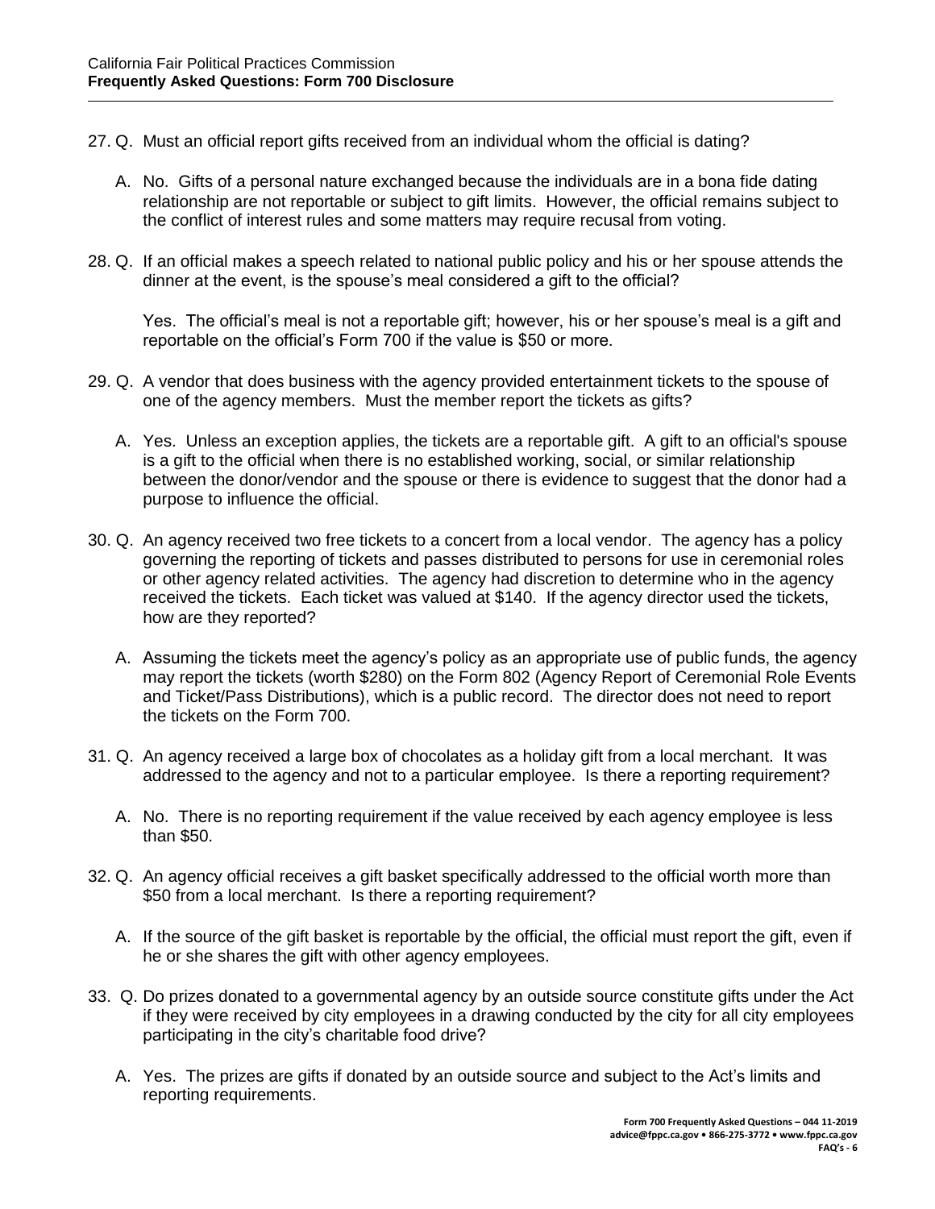27. Q. Must an official report gifts received from an individual whom the official is dating?

    A. No. Gifts of a personal nature exchanged because the individuals are in a bona fide dating relationship are not reportable or subject to gift limits. However, the official remains subject to the conflict of interest rules and some matters may require recusal from voting.

28. Q. If an official makes a speech related to national public policy and his or her spouse attends the dinner at the event, is the spouse's meal considered a gift to the official?

    Yes. The official's meal is not a reportable gift; however, his or her spouse's meal is a gift and reportable on the official's Form 700 if the value is $50 or more.

29. Q. A vendor that does business with the agency provided entertainment tickets to the spouse of one of the agency members. Must the member report the tickets as gifts?

    A. Yes. Unless an exception applies, the tickets are a reportable gift. A gift to an official's spouse is a gift to the official when there is no established working, social, or similar relationship between the donor/vendor and the spouse or there is evidence to suggest that the donor had a purpose to influence the official.

30. Q. An agency received two free tickets to a concert from a local vendor. The agency has a policy governing the reporting of tickets and passes distributed to persons for use in ceremonial roles or other agency related activities. The agency had discretion to determine who in the agency received the tickets. Each ticket was valued at $140. If the agency director used the tickets, how are they reported?

    A. Assuming the tickets meet the agency's policy as an appropriate use of public funds, the agency may report the tickets (worth $280) on the Form 802 (Agency Report of Ceremonial Role Events and Ticket/Pass Distributions), which is a public record. The director does not need to report the tickets on the Form 700.

31. Q. An agency received a large box of chocolates as a holiday gift from a local merchant. It was addressed to the agency and not to a particular employee. Is there a reporting requirement?

    A. No. There is no reporting requirement if the value received by each agency employee is less than $50.

32. Q. An agency official receives a gift basket specifically addressed to the official worth more than $50 from a local merchant. Is there a reporting requirement?

    A. If the source of the gift basket is reportable by the official, the official must report the gift, even if he or she shares the gift with other agency employees.

33. Q. Do prizes donated to a governmental agency by an outside source constitute gifts under the Act if they were received by city employees in a drawing conducted by the city for all city employees participating in the city's charitable food drive?

    A. Yes. The prizes are gifts if donated by an outside source and subject to the Act's limits and reporting requirements.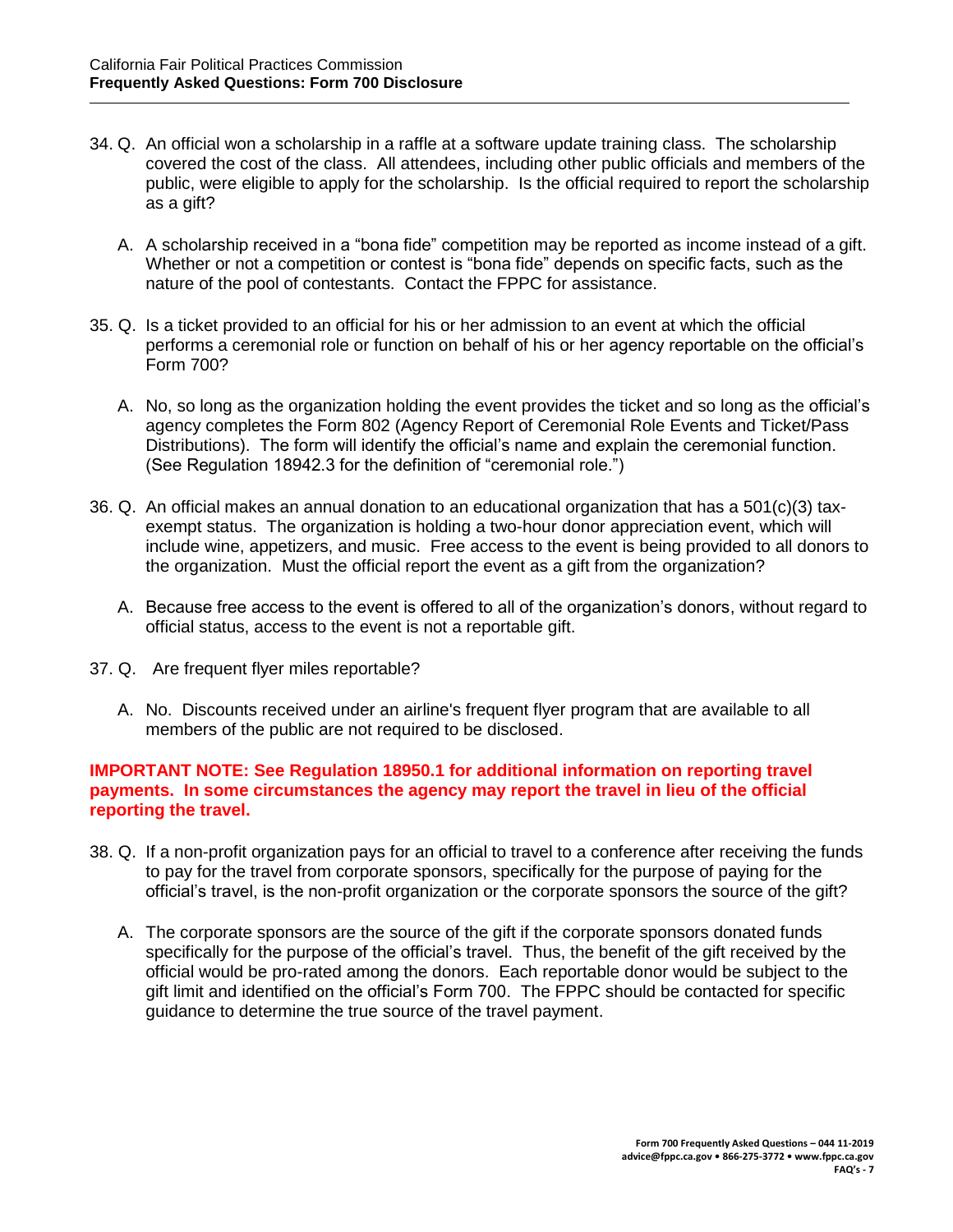34. Q. An official won a scholarship in a raffle at a software update training class. The scholarship covered the cost of the class. All attendees, including other public officials and members of the public, were eligible to apply for the scholarship. Is the official required to report the scholarship as a gift?

    A. A scholarship received in a "bona fide" competition may be reported as income instead of a gift. Whether or not a competition or contest is "bona fide" depends on specific facts, such as the nature of the pool of contestants. Contact the FPPC for assistance.

35. Q. Is a ticket provided to an official for his or her admission to an event at which the official performs a ceremonial role or function on behalf of his or her agency reportable on the official's Form 700?

    A. No, so long as the organization holding the event provides the ticket and so long as the official's agency completes the Form 802 (Agency Report of Ceremonial Role Events and Ticket/Pass Distributions). The form will identify the official's name and explain the ceremonial function. (See Regulation 18942.3 for the definition of "ceremonial role.")

36. Q. An official makes an annual donation to an educational organization that has a 501(c)(3) tax-exempt status. The organization is holding a two-hour donor appreciation event, which will include wine, appetizers, and music. Free access to the event is being provided to all donors to the organization. Must the official report the event as a gift from the organization?

    A. Because free access to the event is offered to all of the organization's donors, without regard to official status, access to the event is not a reportable gift.

37. Q. Are frequent flyer miles reportable?

    A. No. Discounts received under an airline's frequent flyer program that are available to all members of the public are not required to be disclosed.

**IMPORTANT NOTE: See Regulation 18950.1 for additional information on reporting travel payments. In some circumstances the agency may report the travel in lieu of the official reporting the travel.**

38. Q. If a non-profit organization pays for an official to travel to a conference after receiving the funds to pay for the travel from corporate sponsors, specifically for the purpose of paying for the official's travel, is the non-profit organization or the corporate sponsors the source of the gift?

    A. The corporate sponsors are the source of the gift if the corporate sponsors donated funds specifically for the purpose of the official's travel. Thus, the benefit of the gift received by the official would be pro-rated among the donors. Each reportable donor would be subject to the gift limit and identified on the official's Form 700. The FPPC should be contacted for specific guidance to determine the true source of the travel payment.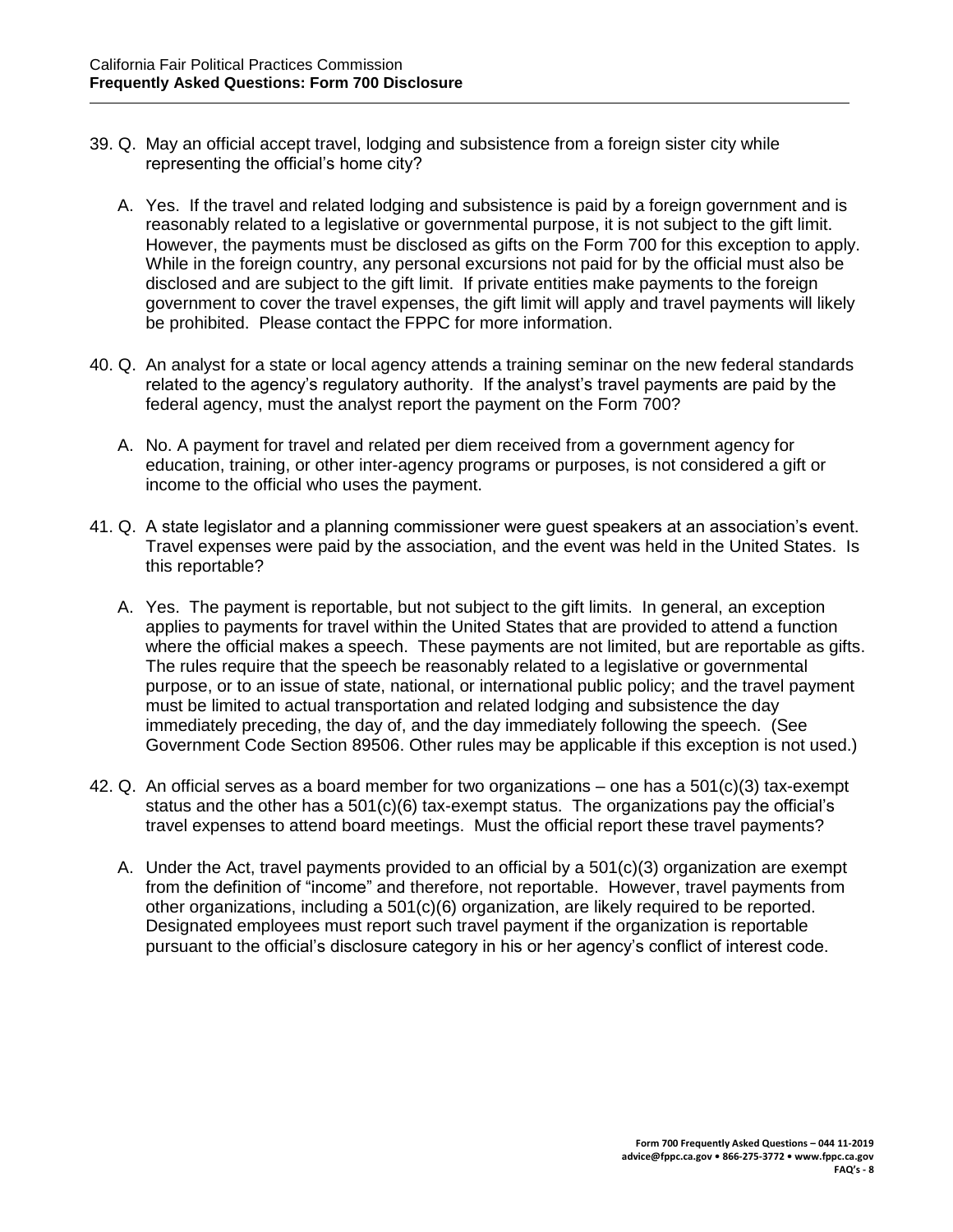39. Q. May an official accept travel, lodging and subsistence from a foreign sister city while representing the official's home city?

    A. Yes. If the travel and related lodging and subsistence is paid by a foreign government and is reasonably related to a legislative or governmental purpose, it is not subject to the gift limit. However, the payments must be disclosed as gifts on the Form 700 for this exception to apply. While in the foreign country, any personal excursions not paid for by the official must also be disclosed and are subject to the gift limit. If private entities make payments to the foreign government to cover the travel expenses, the gift limit will apply and travel payments will likely be prohibited. Please contact the FPPC for more information.

40. Q. An analyst for a state or local agency attends a training seminar on the new federal standards related to the agency's regulatory authority. If the analyst's travel payments are paid by the federal agency, must the analyst report the payment on the Form 700?

    A. No. A payment for travel and related per diem received from a government agency for education, training, or other inter-agency programs or purposes, is not considered a gift or income to the official who uses the payment.

41. Q. A state legislator and a planning commissioner were guest speakers at an association's event. Travel expenses were paid by the association, and the event was held in the United States. Is this reportable?

    A. Yes. The payment is reportable, but not subject to the gift limits. In general, an exception applies to payments for travel within the United States that are provided to attend a function where the official makes a speech. These payments are not limited, but are reportable as gifts. The rules require that the speech be reasonably related to a legislative or governmental purpose, or to an issue of state, national, or international public policy; and the travel payment must be limited to actual transportation and related lodging and subsistence the day immediately preceding, the day of, and the day immediately following the speech. (See Government Code Section 89506. Other rules may be applicable if this exception is not used.)

42. Q. An official serves as a board member for two organizations – one has a 501(c)(3) tax-exempt status and the other has a 501(c)(6) tax-exempt status. The organizations pay the official's travel expenses to attend board meetings. Must the official report these travel payments?

    A. Under the Act, travel payments provided to an official by a 501(c)(3) organization are exempt from the definition of "income" and therefore, not reportable. However, travel payments from other organizations, including a 501(c)(6) organization, are likely required to be reported. Designated employees must report such travel payment if the organization is reportable pursuant to the official's disclosure category in his or her agency's conflict of interest code.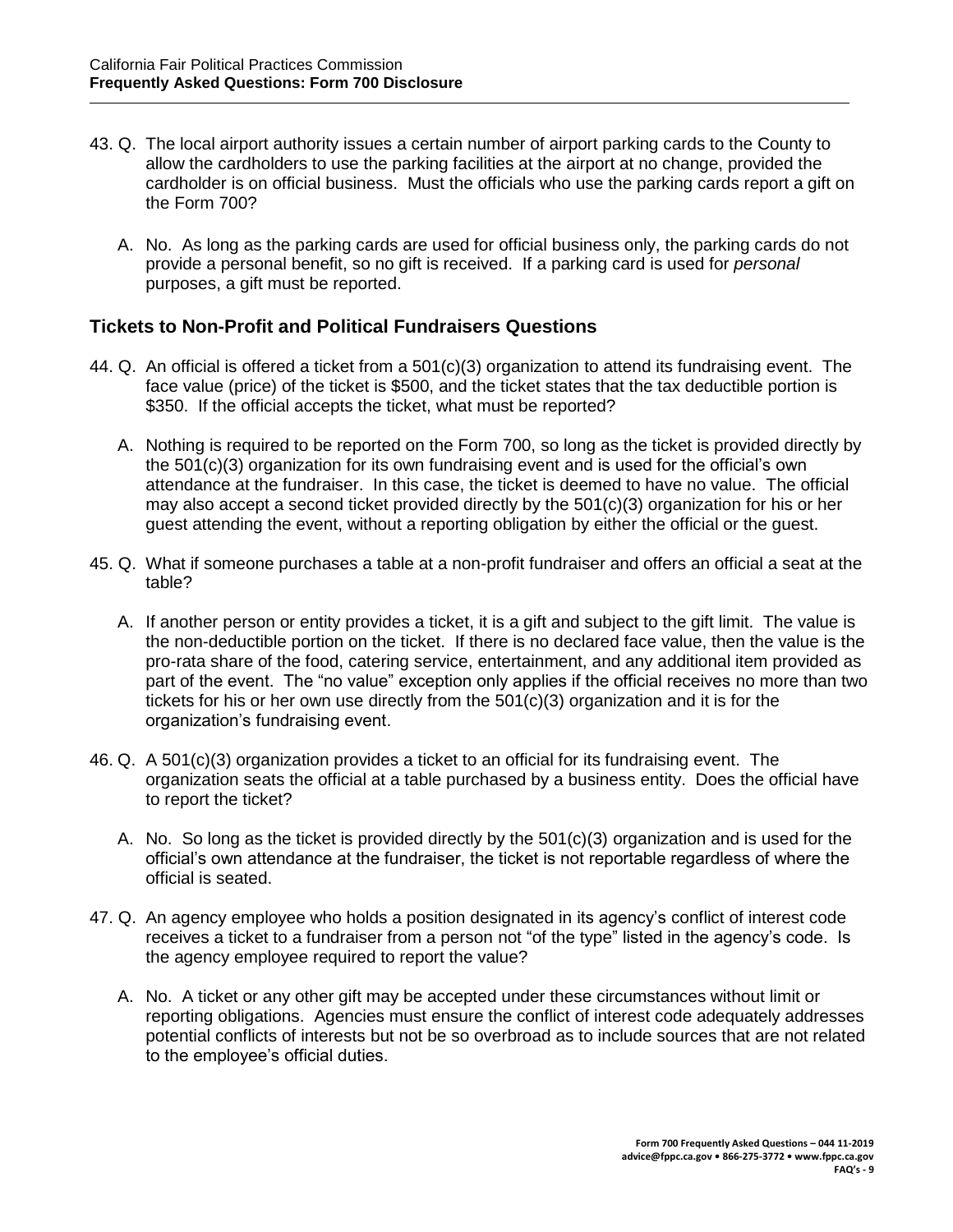43. Q. The local airport authority issues a certain number of airport parking cards to the County to allow the cardholders to use the parking facilities at the airport at no change, provided the cardholder is on official business. Must the officials who use the parking cards report a gift on the Form 700?

A. No. As long as the parking cards are used for official business only, the parking cards do not provide a personal benefit, so no gift is received. If a parking card is used for *personal* purposes, a gift must be reported.

## Tickets to Non-Profit and Political Fundraisers Questions

44. Q. An official is offered a ticket from a 501(c)(3) organization to attend its fundraising event. The face value (price) of the ticket is $500, and the ticket states that the tax deductible portion is $350. If the official accepts the ticket, what must be reported?

A. Nothing is required to be reported on the Form 700, so long as the ticket is provided directly by the 501(c)(3) organization for its own fundraising event and is used for the official's own attendance at the fundraiser. In this case, the ticket is deemed to have no value. The official may also accept a second ticket provided directly by the 501(c)(3) organization for his or her guest attending the event, without a reporting obligation by either the official or the guest.

45. Q. What if someone purchases a table at a non-profit fundraiser and offers an official a seat at the table?

A. If another person or entity provides a ticket, it is a gift and subject to the gift limit. The value is the non-deductible portion on the ticket. If there is no declared face value, then the value is the pro-rata share of the food, catering service, entertainment, and any additional item provided as part of the event. The "no value" exception only applies if the official receives no more than two tickets for his or her own use directly from the 501(c)(3) organization and it is for the organization's fundraising event.

46. Q. A 501(c)(3) organization provides a ticket to an official for its fundraising event. The organization seats the official at a table purchased by a business entity. Does the official have to report the ticket?

A. No. So long as the ticket is provided directly by the 501(c)(3) organization and is used for the official's own attendance at the fundraiser, the ticket is not reportable regardless of where the official is seated.

47. Q. An agency employee who holds a position designated in its agency's conflict of interest code receives a ticket to a fundraiser from a person not "of the type" listed in the agency's code. Is the agency employee required to report the value?

A. No. A ticket or any other gift may be accepted under these circumstances without limit or reporting obligations. Agencies must ensure the conflict of interest code adequately addresses potential conflicts of interests but not be so overbroad as to include sources that are not related to the employee's official duties.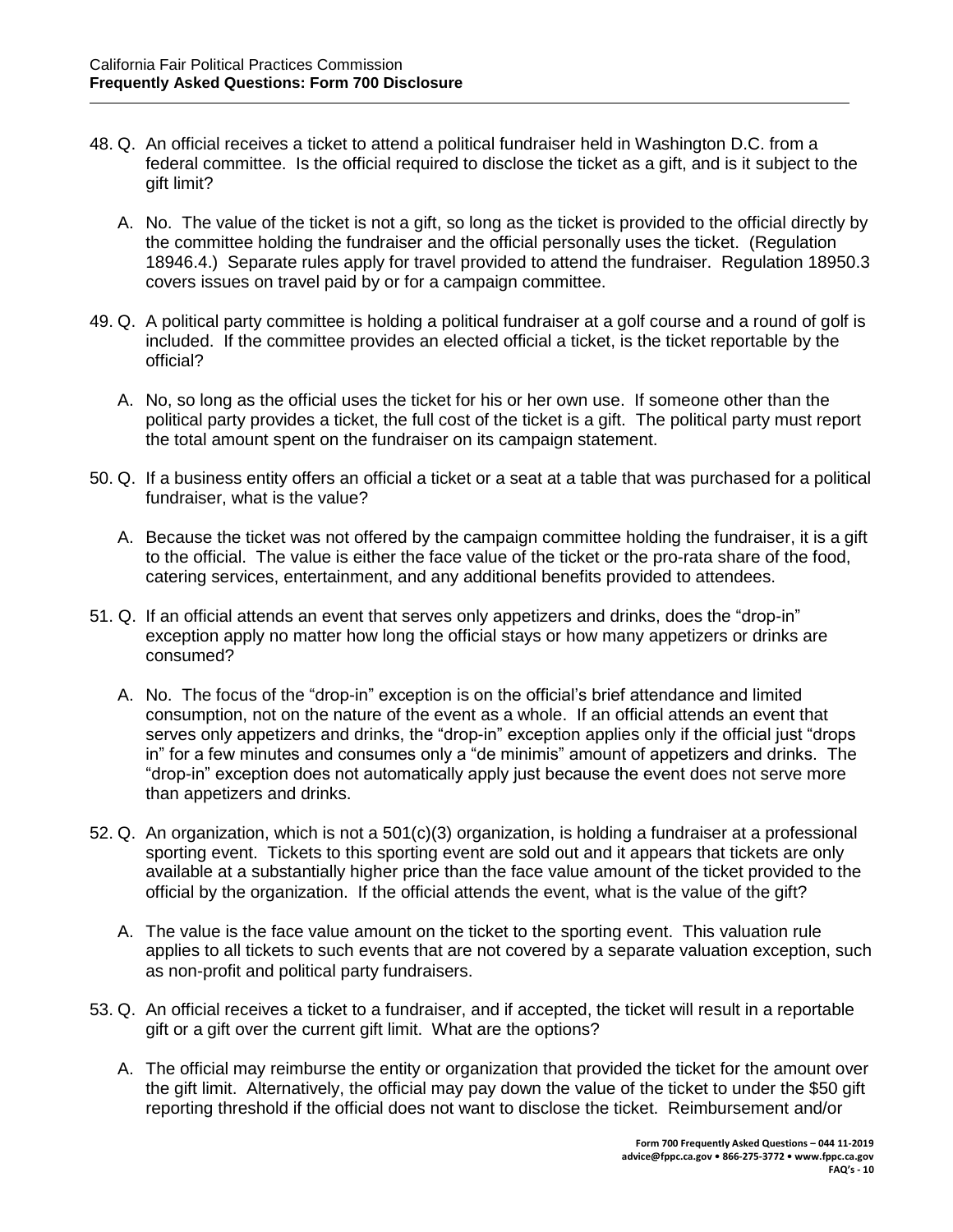48. Q. An official receives a ticket to attend a political fundraiser held in Washington D.C. from a federal committee. Is the official required to disclose the ticket as a gift, and is it subject to the gift limit?

    A. No. The value of the ticket is not a gift, so long as the ticket is provided to the official directly by the committee holding the fundraiser and the official personally uses the ticket. (Regulation 18946.4.) Separate rules apply for travel provided to attend the fundraiser. Regulation 18950.3 covers issues on travel paid by or for a campaign committee.

49. Q. A political party committee is holding a political fundraiser at a golf course and a round of golf is included. If the committee provides an elected official a ticket, is the ticket reportable by the official?

    A. No, so long as the official uses the ticket for his or her own use. If someone other than the political party provides a ticket, the full cost of the ticket is a gift. The political party must report the total amount spent on the fundraiser on its campaign statement.

50. Q. If a business entity offers an official a ticket or a seat at a table that was purchased for a political fundraiser, what is the value?

    A. Because the ticket was not offered by the campaign committee holding the fundraiser, it is a gift to the official. The value is either the face value of the ticket or the pro-rata share of the food, catering services, entertainment, and any additional benefits provided to attendees.

51. Q. If an official attends an event that serves only appetizers and drinks, does the "drop-in" exception apply no matter how long the official stays or how many appetizers or drinks are consumed?

    A. No. The focus of the "drop-in" exception is on the official's brief attendance and limited consumption, not on the nature of the event as a whole. If an official attends an event that serves only appetizers and drinks, the "drop-in" exception applies only if the official just "drops in" for a few minutes and consumes only a "de minimis" amount of appetizers and drinks. The "drop-in" exception does not automatically apply just because the event does not serve more than appetizers and drinks.

52. Q. An organization, which is not a 501(c)(3) organization, is holding a fundraiser at a professional sporting event. Tickets to this sporting event are sold out and it appears that tickets are only available at a substantially higher price than the face value amount of the ticket provided to the official by the organization. If the official attends the event, what is the value of the gift?

    A. The value is the face value amount on the ticket to the sporting event. This valuation rule applies to all tickets to such events that are not covered by a separate valuation exception, such as non-profit and political party fundraisers.

53. Q. An official receives a ticket to a fundraiser, and if accepted, the ticket will result in a reportable gift or a gift over the current gift limit. What are the options?

    A. The official may reimburse the entity or organization that provided the ticket for the amount over the gift limit. Alternatively, the official may pay down the value of the ticket to under the $50 gift reporting threshold if the official does not want to disclose the ticket. Reimbursement and/or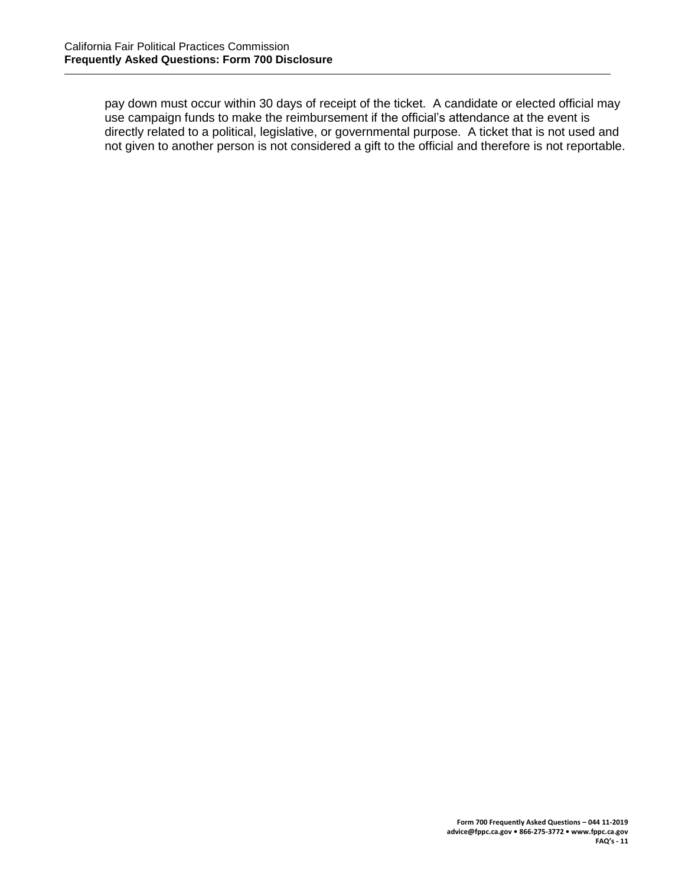pay down must occur within 30 days of receipt of the ticket. A candidate or elected official may use campaign funds to make the reimbursement if the official's attendance at the event is directly related to a political, legislative, or governmental purpose. A ticket that is not used and not given to another person is not considered a gift to the official and therefore is not reportable.